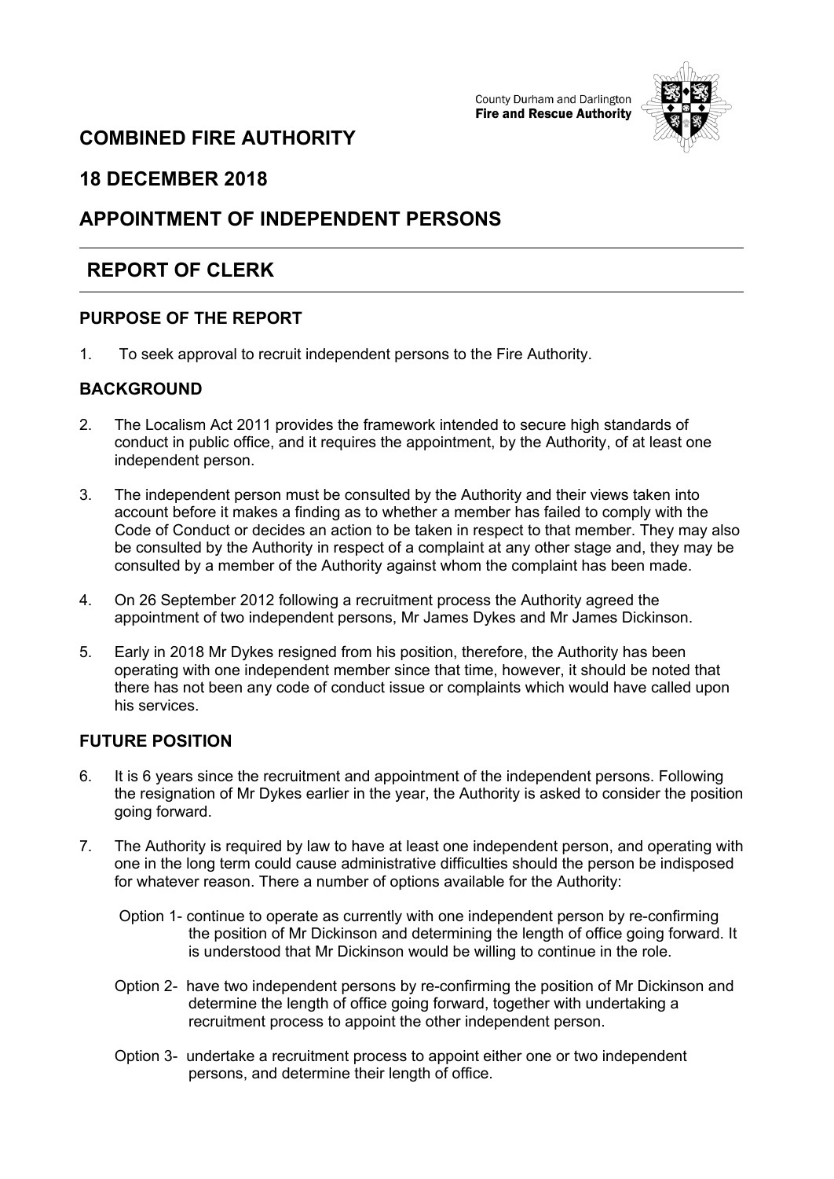County Durham and Darlington
**Fire and Rescue Authority**

# COMBINED FIRE AUTHORITY

## 18 DECEMBER 2018

## APPOINTMENT OF INDEPENDENT PERSONS

## REPORT OF CLERK

### PURPOSE OF THE REPORT

1. To seek approval to recruit independent persons to the Fire Authority.

### BACKGROUND

2. The Localism Act 2011 provides the framework intended to secure high standards of conduct in public office, and it requires the appointment, by the Authority, of at least one independent person.

3. The independent person must be consulted by the Authority and their views taken into account before it makes a finding as to whether a member has failed to comply with the Code of Conduct or decides an action to be taken in respect to that member. They may also be consulted by the Authority in respect of a complaint at any other stage and, they may be consulted by a member of the Authority against whom the complaint has been made.

4. On 26 September 2012 following a recruitment process the Authority agreed the appointment of two independent persons, Mr James Dykes and Mr James Dickinson.

5. Early in 2018 Mr Dykes resigned from his position, therefore, the Authority has been operating with one independent member since that time, however, it should be noted that there has not been any code of conduct issue or complaints which would have called upon his services.

### FUTURE POSITION

6. It is 6 years since the recruitment and appointment of the independent persons. Following the resignation of Mr Dykes earlier in the year, the Authority is asked to consider the position going forward.

7. The Authority is required by law to have at least one independent person, and operating with one in the long term could cause administrative difficulties should the person be indisposed for whatever reason. There a number of options available for the Authority:

   Option 1- continue to operate as currently with one independent person by re-confirming the position of Mr Dickinson and determining the length of office going forward. It is understood that Mr Dickinson would be willing to continue in the role.

   Option 2- have two independent persons by re-confirming the position of Mr Dickinson and determine the length of office going forward, together with undertaking a recruitment process to appoint the other independent person.

   Option 3- undertake a recruitment process to appoint either one or two independent persons, and determine their length of office.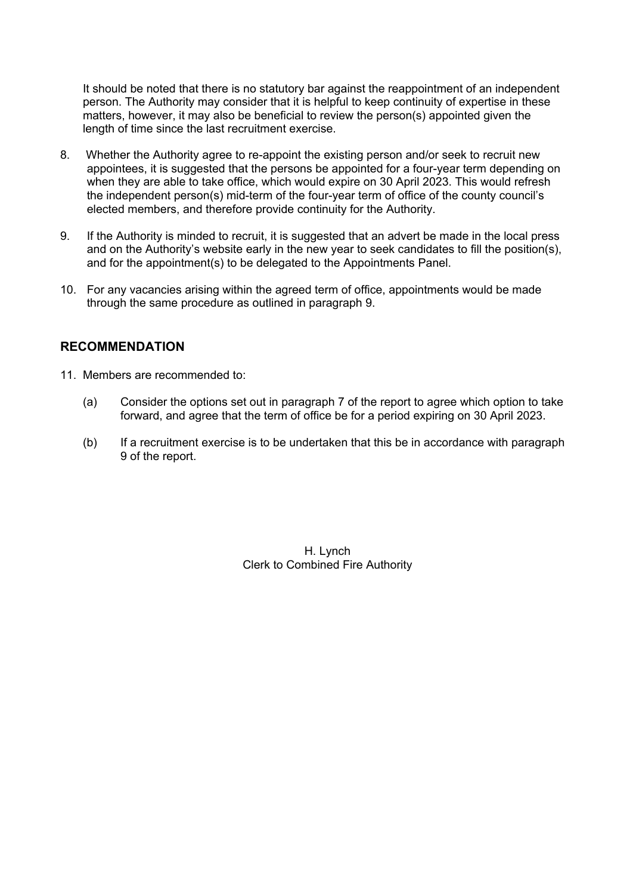It should be noted that there is no statutory bar against the reappointment of an independent person. The Authority may consider that it is helpful to keep continuity of expertise in these matters, however, it may also be beneficial to review the person(s) appointed given the length of time since the last recruitment exercise.

8. Whether the Authority agree to re-appoint the existing person and/or seek to recruit new appointees, it is suggested that the persons be appointed for a four-year term depending on when they are able to take office, which would expire on 30 April 2023. This would refresh the independent person(s) mid-term of the four-year term of office of the county council's elected members, and therefore provide continuity for the Authority.

9. If the Authority is minded to recruit, it is suggested that an advert be made in the local press and on the Authority's website early in the new year to seek candidates to fill the position(s), and for the appointment(s) to be delegated to the Appointments Panel.

10. For any vacancies arising within the agreed term of office, appointments would be made through the same procedure as outlined in paragraph 9.

## RECOMMENDATION

11. Members are recommended to:

    (a) Consider the options set out in paragraph 7 of the report to agree which option to take forward, and agree that the term of office be for a period expiring on 30 April 2023.

    (b) If a recruitment exercise is to be undertaken that this be in accordance with paragraph 9 of the report.

H. Lynch
Clerk to Combined Fire Authority